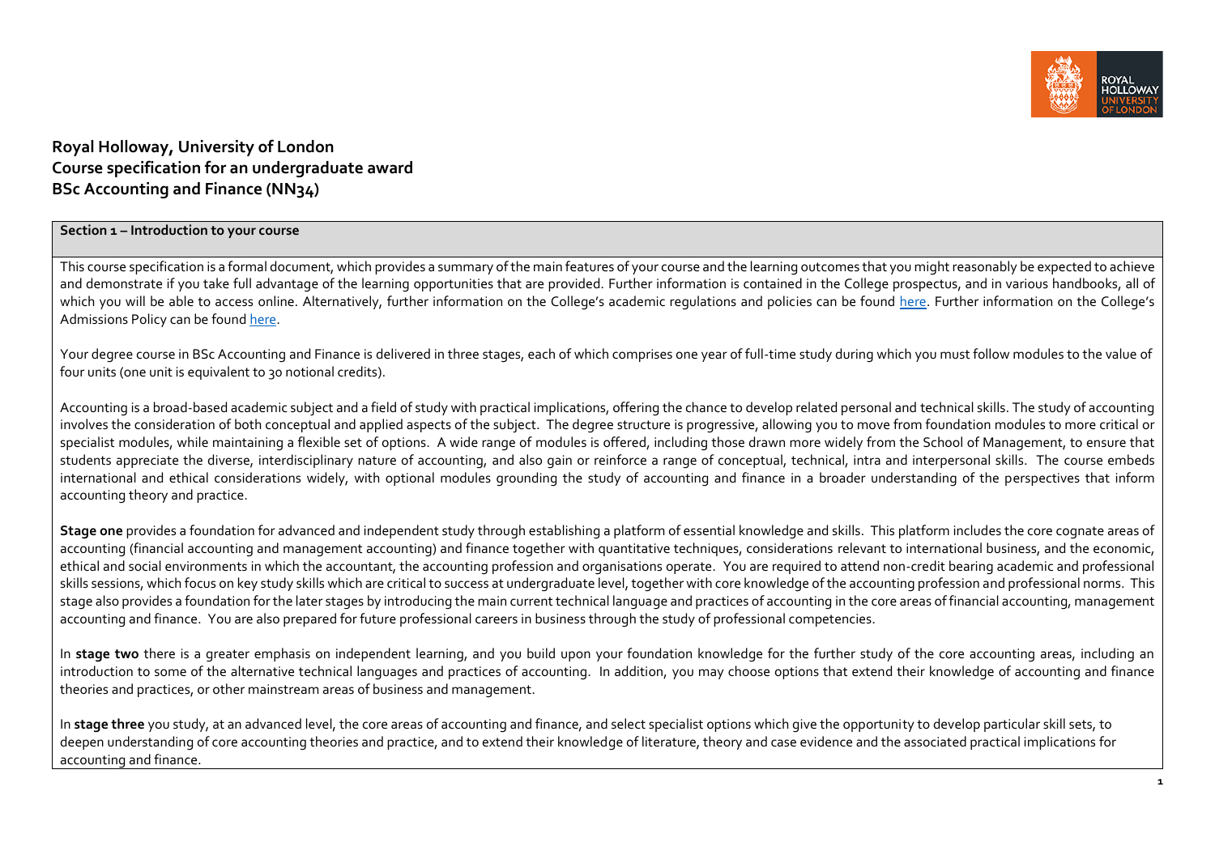# Royal Holloway, University of London
# Course specification for an undergraduate award
# BSc Accounting and Finance (NN34)

## Section 1 – Introduction to your course

This course specification is a formal document, which provides a summary of the main features of your course and the learning outcomes that you might reasonably be expected to achieve and demonstrate if you take full advantage of the learning opportunities that are provided. Further information is contained in the College prospectus, and in various handbooks, all of which you will be able to access online. Alternatively, further information on the College's academic regulations and policies can be found here. Further information on the College's Admissions Policy can be found here.

Your degree course in BSc Accounting and Finance is delivered in three stages, each of which comprises one year of full-time study during which you must follow modules to the value of four units (one unit is equivalent to 30 notional credits).

Accounting is a broad-based academic subject and a field of study with practical implications, offering the chance to develop related personal and technical skills. The study of accounting involves the consideration of both conceptual and applied aspects of the subject. The degree structure is progressive, allowing you to move from foundation modules to more critical or specialist modules, while maintaining a flexible set of options. A wide range of modules is offered, including those drawn more widely from the School of Management, to ensure that students appreciate the diverse, interdisciplinary nature of accounting, and also gain or reinforce a range of conceptual, technical, intra and interpersonal skills. The course embeds international and ethical considerations widely, with optional modules grounding the study of accounting and finance in a broader understanding of the perspectives that inform accounting theory and practice.

**Stage one** provides a foundation for advanced and independent study through establishing a platform of essential knowledge and skills. This platform includes the core cognate areas of accounting (financial accounting and management accounting) and finance together with quantitative techniques, considerations relevant to international business, and the economic, ethical and social environments in which the accountant, the accounting profession and organisations operate. You are required to attend non-credit bearing academic and professional skills sessions, which focus on key study skills which are critical to success at undergraduate level, together with core knowledge of the accounting profession and professional norms. This stage also provides a foundation for the later stages by introducing the main current technical language and practices of accounting in the core areas of financial accounting, management accounting and finance. You are also prepared for future professional careers in business through the study of professional competencies.

In **stage two** there is a greater emphasis on independent learning, and you build upon your foundation knowledge for the further study of the core accounting areas, including an introduction to some of the alternative technical languages and practices of accounting. In addition, you may choose options that extend their knowledge of accounting and finance theories and practices, or other mainstream areas of business and management.

In **stage three** you study, at an advanced level, the core areas of accounting and finance, and select specialist options which give the opportunity to develop particular skill sets, to deepen understanding of core accounting theories and practice, and to extend their knowledge of literature, theory and case evidence and the associated practical implications for accounting and finance.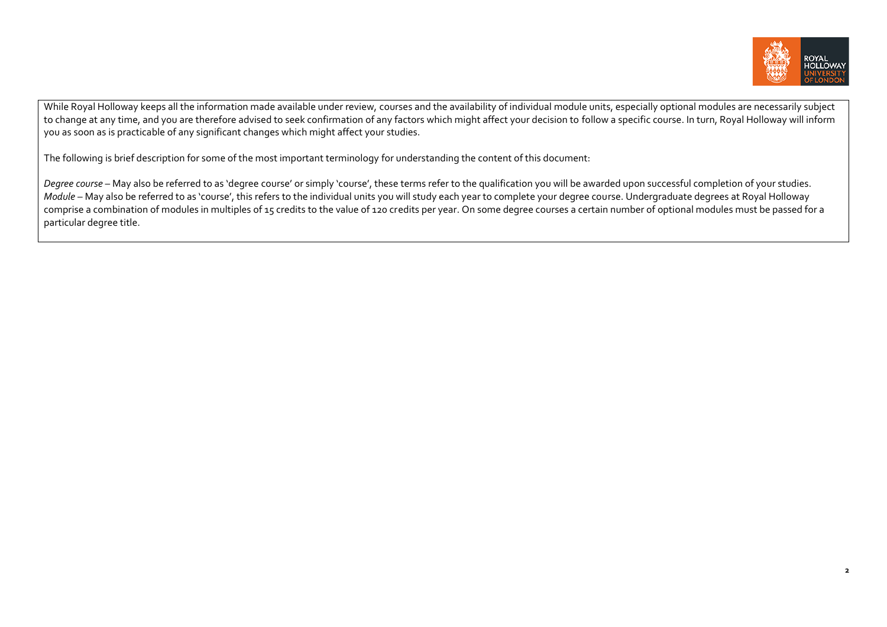While Royal Holloway keeps all the information made available under review, courses and the availability of individual module units, especially optional modules are necessarily subject to change at any time, and you are therefore advised to seek confirmation of any factors which might affect your decision to follow a specific course. In turn, Royal Holloway will inform you as soon as is practicable of any significant changes which might affect your studies.

The following is brief description for some of the most important terminology for understanding the content of this document:

*Degree course* – May also be referred to as 'degree course' or simply 'course', these terms refer to the qualification you will be awarded upon successful completion of your studies.
*Module* – May also be referred to as 'course', this refers to the individual units you will study each year to complete your degree course. Undergraduate degrees at Royal Holloway comprise a combination of modules in multiples of 15 credits to the value of 120 credits per year. On some degree courses a certain number of optional modules must be passed for a particular degree title.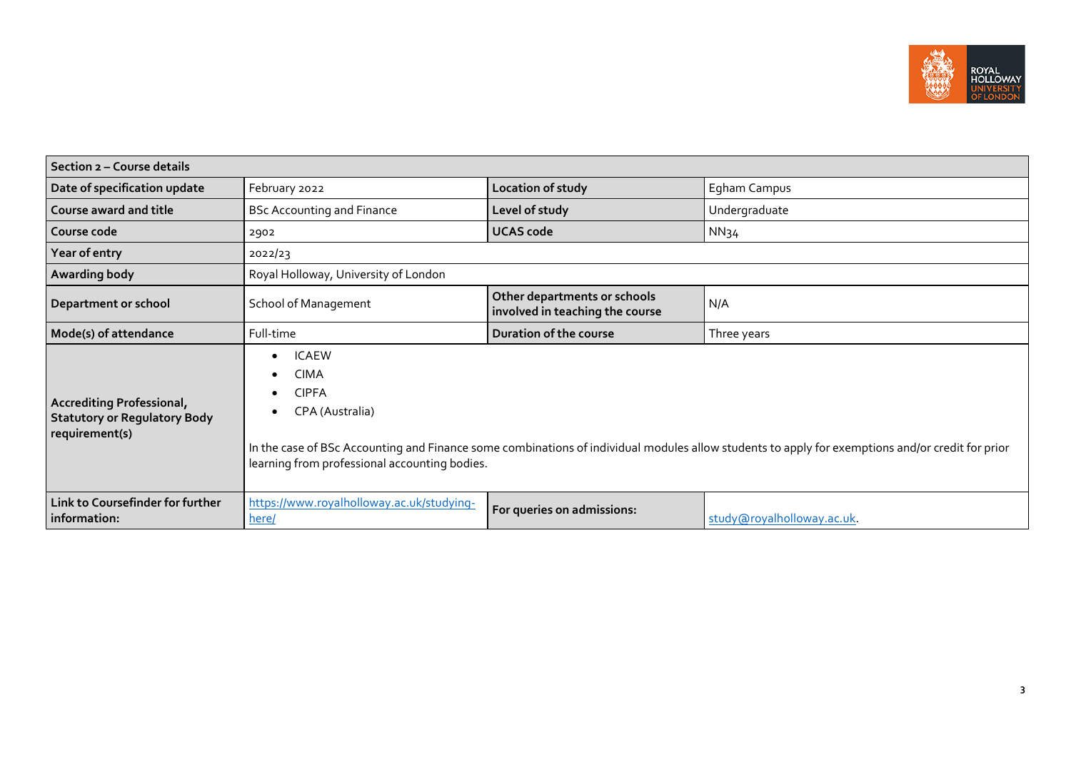| Section 2 – Course details | | | |
|---|---|---|---|
| **Date of specification update** | February 2022 | **Location of study** | Egham Campus |
| **Course award and title** | BSc Accounting and Finance | **Level of study** | Undergraduate |
| **Course code** | 2902 | **UCAS code** | NN34 |
| **Year of entry** | 2022/23 | | |
| **Awarding body** | Royal Holloway, University of London | | |
| **Department or school** | School of Management | **Other departments or schools involved in teaching the course** | N/A |
| **Mode(s) of attendance** | Full-time | **Duration of the course** | Three years |
| **Accrediting Professional, Statutory or Regulatory Body requirement(s)** | • ICAEW<br>• CIMA<br>• CIPFA<br>• CPA (Australia)<br><br>In the case of BSc Accounting and Finance some combinations of individual modules allow students to apply for exemptions and/or credit for prior learning from professional accounting bodies. | | |
| **Link to Coursefinder for further information:** | https://www.royalholloway.ac.uk/studying-here/ | **For queries on admissions:** | study@royalholloway.ac.uk. |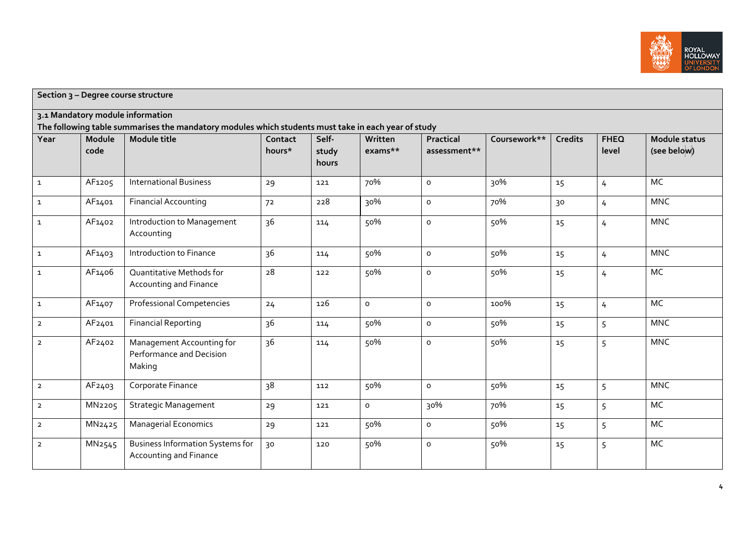## Section 3 – Degree course structure

### 3.1 Mandatory module information

**The following table summarises the mandatory modules which students must take in each year of study**

| Year | Module code | Module title | Contact hours* | Self-study hours | Written exams** | Practical assessment** | Coursework** | Credits | FHEQ level | Module status (see below) |
|---|---|---|---|---|---|---|---|---|---|---|
| 1 | AF1205 | International Business | 29 | 121 | 70% | 0 | 30% | 15 | 4 | MC |
| 1 | AF1401 | Financial Accounting | 72 | 228 | 30% | 0 | 70% | 30 | 4 | MNC |
| 1 | AF1402 | Introduction to Management Accounting | 36 | 114 | 50% | 0 | 50% | 15 | 4 | MNC |
| 1 | AF1403 | Introduction to Finance | 36 | 114 | 50% | 0 | 50% | 15 | 4 | MNC |
| 1 | AF1406 | Quantitative Methods for Accounting and Finance | 28 | 122 | 50% | 0 | 50% | 15 | 4 | MC |
| 1 | AF1407 | Professional Competencies | 24 | 126 | 0 | 0 | 100% | 15 | 4 | MC |
| 2 | AF2401 | Financial Reporting | 36 | 114 | 50% | 0 | 50% | 15 | 5 | MNC |
| 2 | AF2402 | Management Accounting for Performance and Decision Making | 36 | 114 | 50% | 0 | 50% | 15 | 5 | MNC |
| 2 | AF2403 | Corporate Finance | 38 | 112 | 50% | 0 | 50% | 15 | 5 | MNC |
| 2 | MN2205 | Strategic Management | 29 | 121 | 0 | 30% | 70% | 15 | 5 | MC |
| 2 | MN2425 | Managerial Economics | 29 | 121 | 50% | 0 | 50% | 15 | 5 | MC |
| 2 | MN2545 | Business Information Systems for Accounting and Finance | 30 | 120 | 50% | 0 | 50% | 15 | 5 | MC |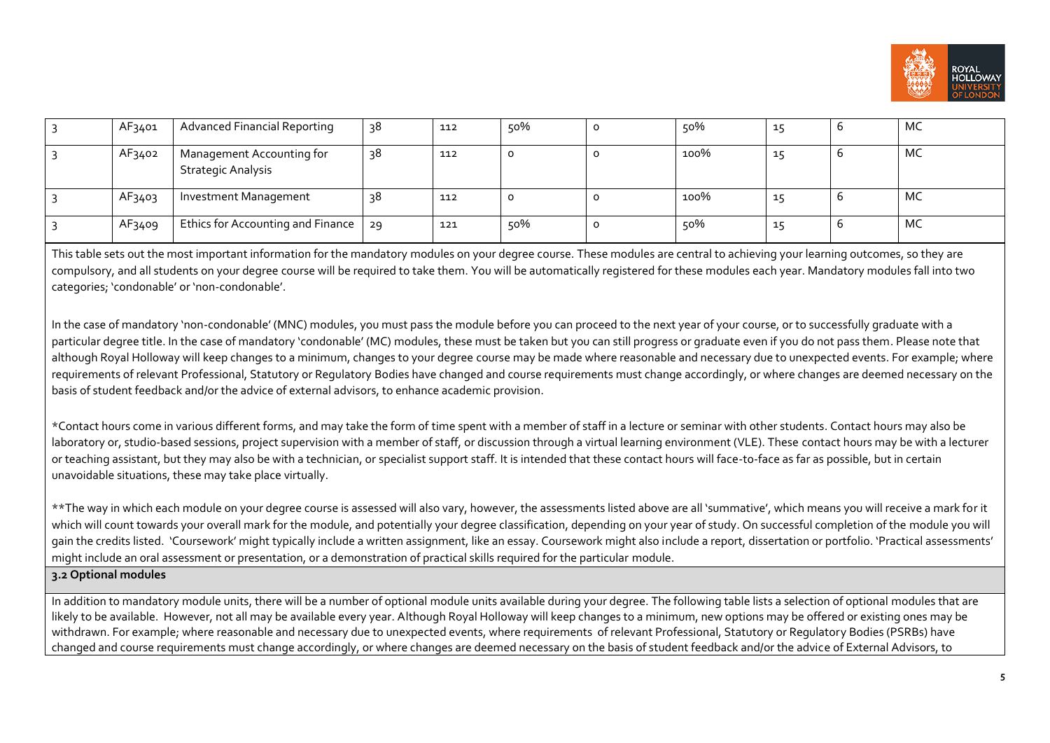| 3 | AF3401 | Advanced Financial Reporting | 38 | 112 | 50% | 0 | 50% | 15 | 6 | MC |
|---|---|---|---|---|---|---|---|---|---|---|
| 3 | AF3402 | Management Accounting for Strategic Analysis | 38 | 112 | 0 | 0 | 100% | 15 | 6 | MC |
| 3 | AF3403 | Investment Management | 38 | 112 | 0 | 0 | 100% | 15 | 6 | MC |
| 3 | AF3409 | Ethics for Accounting and Finance | 29 | 121 | 50% | 0 | 50% | 15 | 6 | MC |

This table sets out the most important information for the mandatory modules on your degree course. These modules are central to achieving your learning outcomes, so they are compulsory, and all students on your degree course will be required to take them. You will be automatically registered for these modules each year. Mandatory modules fall into two categories; 'condonable' or 'non-condonable'.

In the case of mandatory 'non-condonable' (MNC) modules, you must pass the module before you can proceed to the next year of your course, or to successfully graduate with a particular degree title. In the case of mandatory 'condonable' (MC) modules, these must be taken but you can still progress or graduate even if you do not pass them. Please note that although Royal Holloway will keep changes to a minimum, changes to your degree course may be made where reasonable and necessary due to unexpected events. For example; where requirements of relevant Professional, Statutory or Regulatory Bodies have changed and course requirements must change accordingly, or where changes are deemed necessary on the basis of student feedback and/or the advice of external advisors, to enhance academic provision.

*Contact hours come in various different forms, and may take the form of time spent with a member of staff in a lecture or seminar with other students. Contact hours may also be laboratory or, studio-based sessions, project supervision with a member of staff, or discussion through a virtual learning environment (VLE). These contact hours may be with a lecturer or teaching assistant, but they may also be with a technician, or specialist support staff. It is intended that these contact hours will face-to-face as far as possible, but in certain unavoidable situations, these may take place virtually.

**The way in which each module on your degree course is assessed will also vary, however, the assessments listed above are all 'summative', which means you will receive a mark for it which will count towards your overall mark for the module, and potentially your degree classification, depending on your year of study. On successful completion of the module you will gain the credits listed. 'Coursework' might typically include a written assignment, like an essay. Coursework might also include a report, dissertation or portfolio. 'Practical assessments' might include an oral assessment or presentation, or a demonstration of practical skills required for the particular module.

**3.2 Optional modules**

In addition to mandatory module units, there will be a number of optional module units available during your degree. The following table lists a selection of optional modules that are likely to be available. However, not all may be available every year. Although Royal Holloway will keep changes to a minimum, new options may be offered or existing ones may be withdrawn. For example; where reasonable and necessary due to unexpected events, where requirements of relevant Professional, Statutory or Regulatory Bodies (PSRBs) have changed and course requirements must change accordingly, or where changes are deemed necessary on the basis of student feedback and/or the advice of External Advisors, to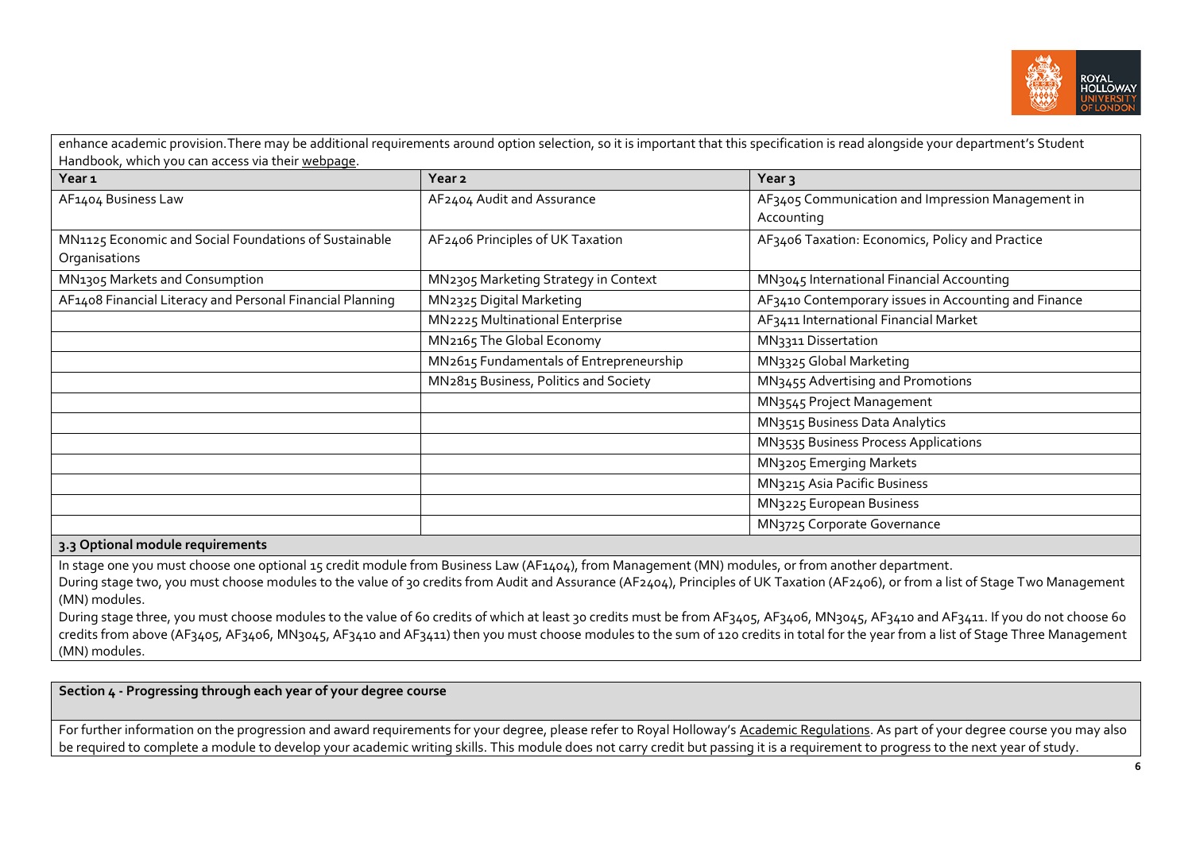enhance academic provision. There may be additional requirements around option selection, so it is important that this specification is read alongside your department's Student Handbook, which you can access via their webpage.

| Year 1 | Year 2 | Year 3 |
|---|---|---|
| AF1404 Business Law | AF2404 Audit and Assurance | AF3405 Communication and Impression Management in Accounting |
| MN1125 Economic and Social Foundations of Sustainable Organisations | AF2406 Principles of UK Taxation | AF3406 Taxation: Economics, Policy and Practice |
| MN1305 Markets and Consumption | MN2305 Marketing Strategy in Context | MN3045 International Financial Accounting |
| AF1408 Financial Literacy and Personal Financial Planning | MN2325 Digital Marketing | AF3410 Contemporary issues in Accounting and Finance |
| | MN2225 Multinational Enterprise | AF3411 International Financial Market |
| | MN2165 The Global Economy | MN3311 Dissertation |
| | MN2615 Fundamentals of Entrepreneurship | MN3325 Global Marketing |
| | MN2815 Business, Politics and Society | MN3455 Advertising and Promotions |
| | | MN3545 Project Management |
| | | MN3515 Business Data Analytics |
| | | MN3535 Business Process Applications |
| | | MN3205 Emerging Markets |
| | | MN3215 Asia Pacific Business |
| | | MN3225 European Business |
| | | MN3725 Corporate Governance |

### 3.3 Optional module requirements

In stage one you must choose one optional 15 credit module from Business Law (AF1404), from Management (MN) modules, or from another department.

During stage two, you must choose modules to the value of 30 credits from Audit and Assurance (AF2404), Principles of UK Taxation (AF2406), or from a list of Stage Two Management (MN) modules.

During stage three, you must choose modules to the value of 60 credits of which at least 30 credits must be from AF3405, AF3406, MN3045, AF3410 and AF3411. If you do not choose 60 credits from above (AF3405, AF3406, MN3045, AF3410 and AF3411) then you must choose modules to the sum of 120 credits in total for the year from a list of Stage Three Management (MN) modules.

## Section 4 - Progressing through each year of your degree course

For further information on the progression and award requirements for your degree, please refer to Royal Holloway's Academic Regulations. As part of your degree course you may also be required to complete a module to develop your academic writing skills. This module does not carry credit but passing it is a requirement to progress to the next year of study.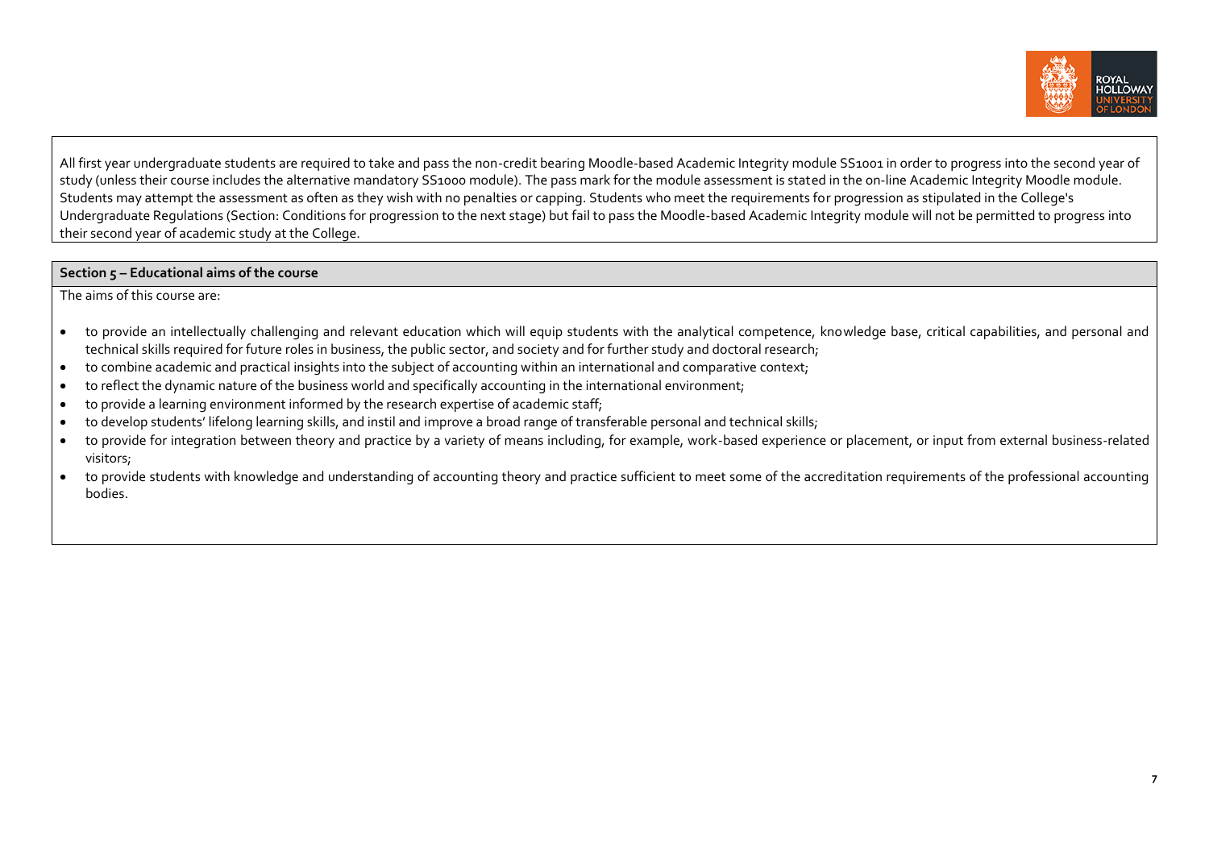All first year undergraduate students are required to take and pass the non-credit bearing Moodle-based Academic Integrity module SS1001 in order to progress into the second year of study (unless their course includes the alternative mandatory SS1000 module). The pass mark for the module assessment is stated in the on-line Academic Integrity Moodle module. Students may attempt the assessment as often as they wish with no penalties or capping. Students who meet the requirements for progression as stipulated in the College's Undergraduate Regulations (Section: Conditions for progression to the next stage) but fail to pass the Moodle-based Academic Integrity module will not be permitted to progress into their second year of academic study at the College.

## Section 5 – Educational aims of the course

The aims of this course are:

- to provide an intellectually challenging and relevant education which will equip students with the analytical competence, knowledge base, critical capabilities, and personal and technical skills required for future roles in business, the public sector, and society and for further study and doctoral research;
- to combine academic and practical insights into the subject of accounting within an international and comparative context;
- to reflect the dynamic nature of the business world and specifically accounting in the international environment;
- to provide a learning environment informed by the research expertise of academic staff;
- to develop students' lifelong learning skills, and instil and improve a broad range of transferable personal and technical skills;
- to provide for integration between theory and practice by a variety of means including, for example, work-based experience or placement, or input from external business-related visitors;
- to provide students with knowledge and understanding of accounting theory and practice sufficient to meet some of the accreditation requirements of the professional accounting bodies.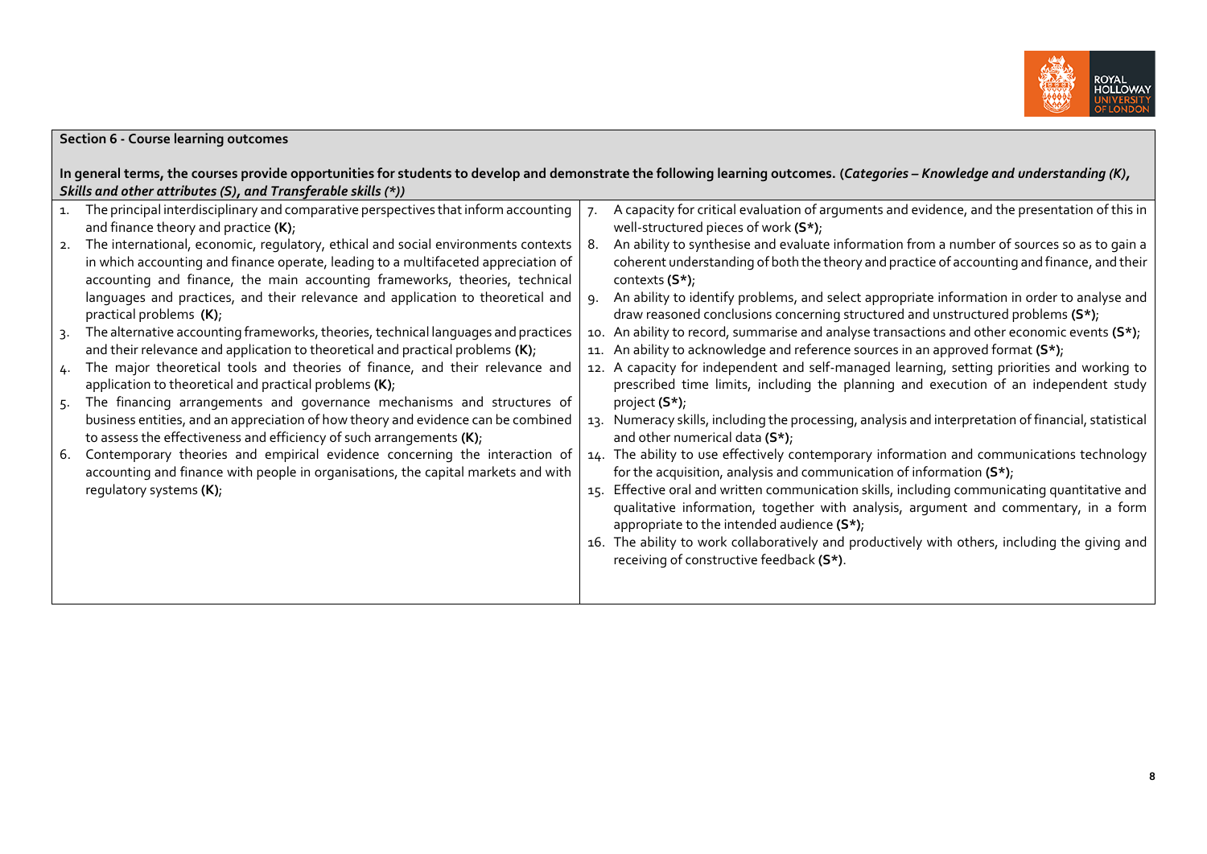**Section 6 - Course learning outcomes**

**In general terms, the courses provide opportunities for students to develop and demonstrate the following learning outcomes. (*Categories – Knowledge and understanding (K), Skills and other attributes (S), and Transferable skills (*)*)**

1. The principal interdisciplinary and comparative perspectives that inform accounting and finance theory and practice **(K)**;
2. The international, economic, regulatory, ethical and social environments contexts in which accounting and finance operate, leading to a multifaceted appreciation of accounting and finance, the main accounting frameworks, theories, technical languages and practices, and their relevance and application to theoretical and practical problems **(K)**;
3. The alternative accounting frameworks, theories, technical languages and practices and their relevance and application to theoretical and practical problems **(K)**;
4. The major theoretical tools and theories of finance, and their relevance and application to theoretical and practical problems **(K)**;
5. The financing arrangements and governance mechanisms and structures of business entities, and an appreciation of how theory and evidence can be combined to assess the effectiveness and efficiency of such arrangements **(K)**;
6. Contemporary theories and empirical evidence concerning the interaction of accounting and finance with people in organisations, the capital markets and with regulatory systems **(K)**;
7. A capacity for critical evaluation of arguments and evidence, and the presentation of this in well-structured pieces of work **(S*)**;
8. An ability to synthesise and evaluate information from a number of sources so as to gain a coherent understanding of both the theory and practice of accounting and finance, and their contexts **(S*)**;
9. An ability to identify problems, and select appropriate information in order to analyse and draw reasoned conclusions concerning structured and unstructured problems **(S*)**;
10. An ability to record, summarise and analyse transactions and other economic events **(S*)**;
11. An ability to acknowledge and reference sources in an approved format **(S*)**;
12. A capacity for independent and self-managed learning, setting priorities and working to prescribed time limits, including the planning and execution of an independent study project **(S*)**;
13. Numeracy skills, including the processing, analysis and interpretation of financial, statistical and other numerical data **(S*)**;
14. The ability to use effectively contemporary information and communications technology for the acquisition, analysis and communication of information **(S*)**;
15. Effective oral and written communication skills, including communicating quantitative and qualitative information, together with analysis, argument and commentary, in a form appropriate to the intended audience **(S*)**;
16. The ability to work collaboratively and productively with others, including the giving and receiving of constructive feedback **(S*)**.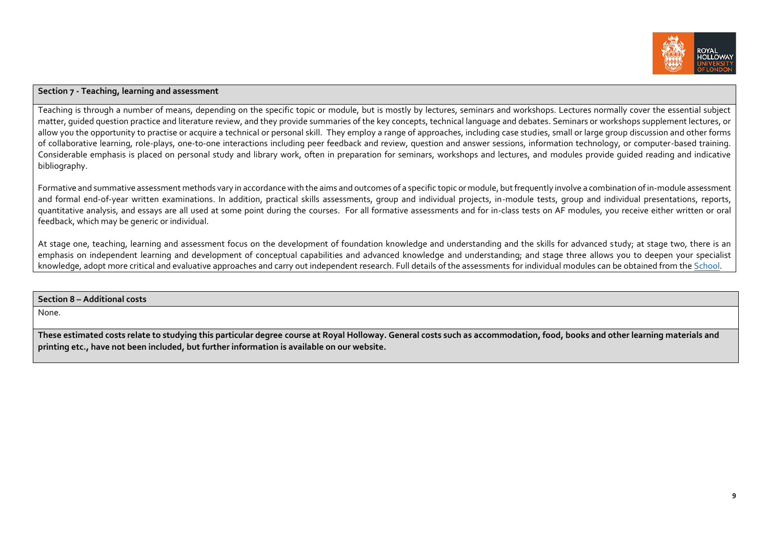## Section 7 - Teaching, learning and assessment

Teaching is through a number of means, depending on the specific topic or module, but is mostly by lectures, seminars and workshops. Lectures normally cover the essential subject matter, guided question practice and literature review, and they provide summaries of the key concepts, technical language and debates. Seminars or workshops supplement lectures, or allow you the opportunity to practise or acquire a technical or personal skill. They employ a range of approaches, including case studies, small or large group discussion and other forms of collaborative learning, role-plays, one-to-one interactions including peer feedback and review, question and answer sessions, information technology, or computer-based training. Considerable emphasis is placed on personal study and library work, often in preparation for seminars, workshops and lectures, and modules provide guided reading and indicative bibliography.

Formative and summative assessment methods vary in accordance with the aims and outcomes of a specific topic or module, but frequently involve a combination of in-module assessment and formal end-of-year written examinations. In addition, practical skills assessments, group and individual projects, in-module tests, group and individual presentations, reports, quantitative analysis, and essays are all used at some point during the courses. For all formative assessments and for in-class tests on AF modules, you receive either written or oral feedback, which may be generic or individual.

At stage one, teaching, learning and assessment focus on the development of foundation knowledge and understanding and the skills for advanced study; at stage two, there is an emphasis on independent learning and development of conceptual capabilities and advanced knowledge and understanding; and stage three allows you to deepen your specialist knowledge, adopt more critical and evaluative approaches and carry out independent research. Full details of the assessments for individual modules can be obtained from the School.

## Section 8 – Additional costs

None.

**These estimated costs relate to studying this particular degree course at Royal Holloway. General costs such as accommodation, food, books and other learning materials and printing etc., have not been included, but further information is available on our website.**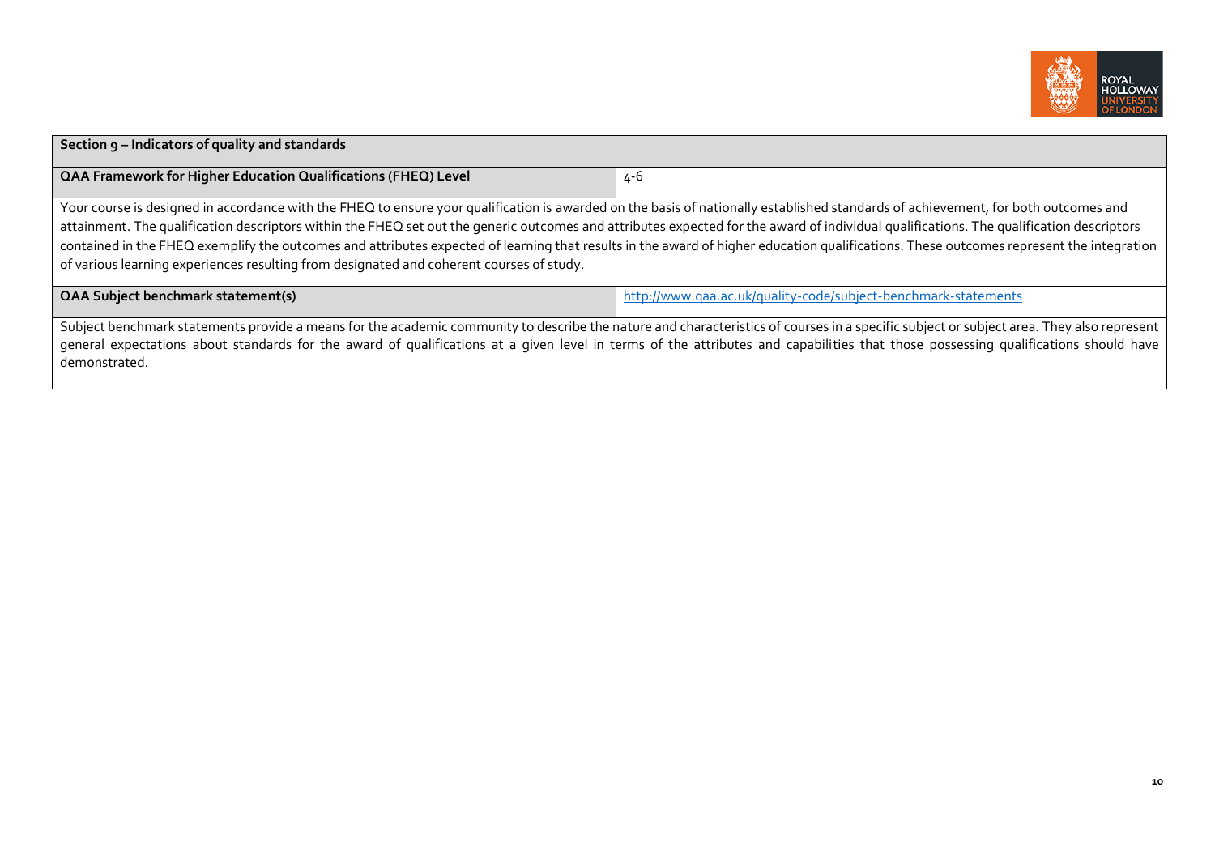| Section 9 – Indicators of quality and standards | |
|---|---|
| **QAA Framework for Higher Education Qualifications (FHEQ) Level** | 4-6 |
| Your course is designed in accordance with the FHEQ to ensure your qualification is awarded on the basis of nationally established standards of achievement, for both outcomes and attainment. The qualification descriptors within the FHEQ set out the generic outcomes and attributes expected for the award of individual qualifications. The qualification descriptors contained in the FHEQ exemplify the outcomes and attributes expected of learning that results in the award of higher education qualifications. These outcomes represent the integration of various learning experiences resulting from designated and coherent courses of study. | |
| **QAA Subject benchmark statement(s)** | http://www.qaa.ac.uk/quality-code/subject-benchmark-statements |
| Subject benchmark statements provide a means for the academic community to describe the nature and characteristics of courses in a specific subject or subject area. They also represent general expectations about standards for the award of qualifications at a given level in terms of the attributes and capabilities that those possessing qualifications should have demonstrated. | |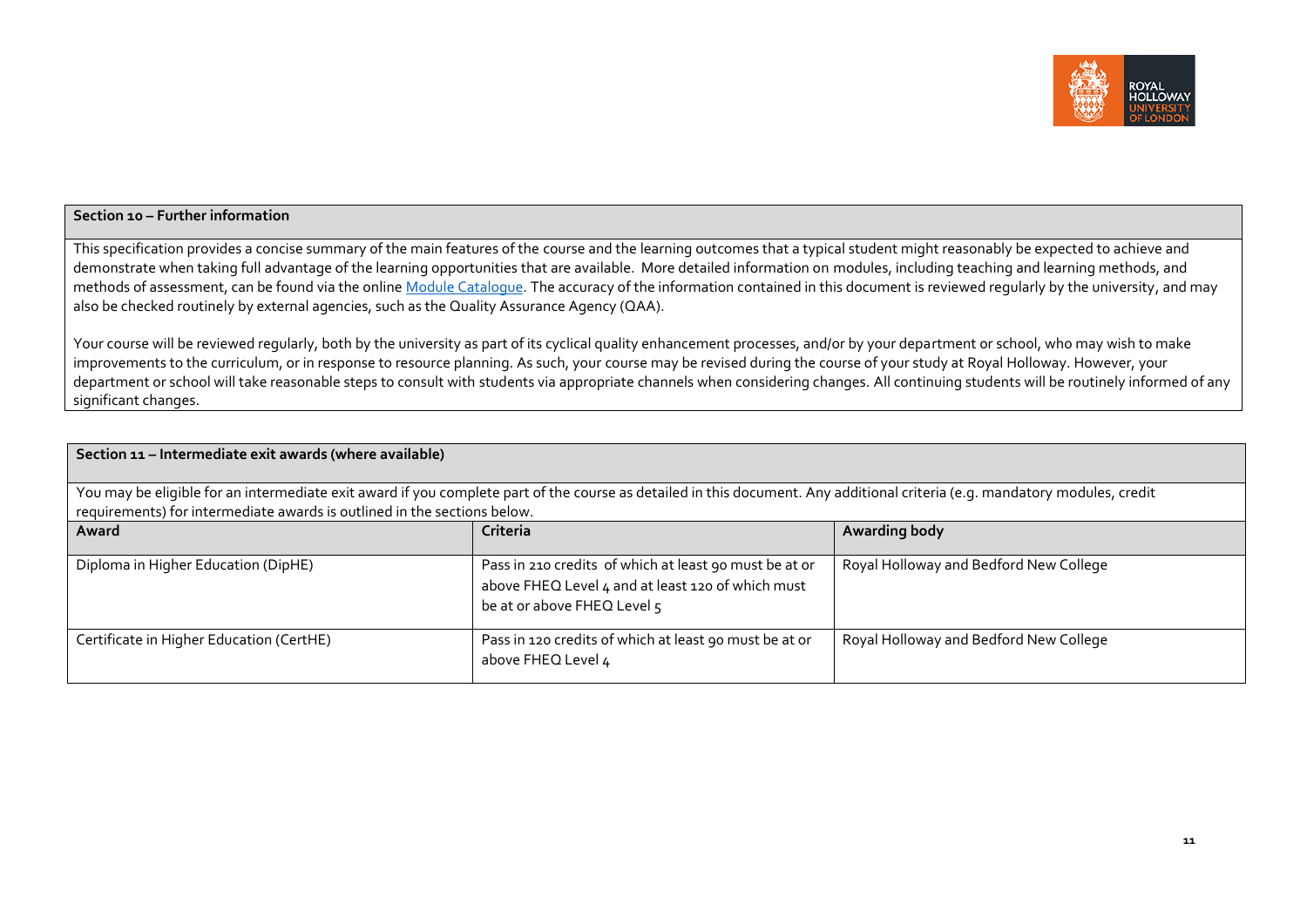## Section 10 – Further information

This specification provides a concise summary of the main features of the course and the learning outcomes that a typical student might reasonably be expected to achieve and demonstrate when taking full advantage of the learning opportunities that are available. More detailed information on modules, including teaching and learning methods, and methods of assessment, can be found via the online Module Catalogue. The accuracy of the information contained in this document is reviewed regularly by the university, and may also be checked routinely by external agencies, such as the Quality Assurance Agency (QAA).

Your course will be reviewed regularly, both by the university as part of its cyclical quality enhancement processes, and/or by your department or school, who may wish to make improvements to the curriculum, or in response to resource planning. As such, your course may be revised during the course of your study at Royal Holloway. However, your department or school will take reasonable steps to consult with students via appropriate channels when considering changes. All continuing students will be routinely informed of any significant changes.

## Section 11 – Intermediate exit awards (where available)

You may be eligible for an intermediate exit award if you complete part of the course as detailed in this document. Any additional criteria (e.g. mandatory modules, credit requirements) for intermediate awards is outlined in the sections below.

| Award | Criteria | Awarding body |
| --- | --- | --- |
| Diploma in Higher Education (DipHE) | Pass in 210 credits of which at least 90 must be at or above FHEQ Level 4 and at least 120 of which must be at or above FHEQ Level 5 | Royal Holloway and Bedford New College |
| Certificate in Higher Education (CertHE) | Pass in 120 credits of which at least 90 must be at or above FHEQ Level 4 | Royal Holloway and Bedford New College |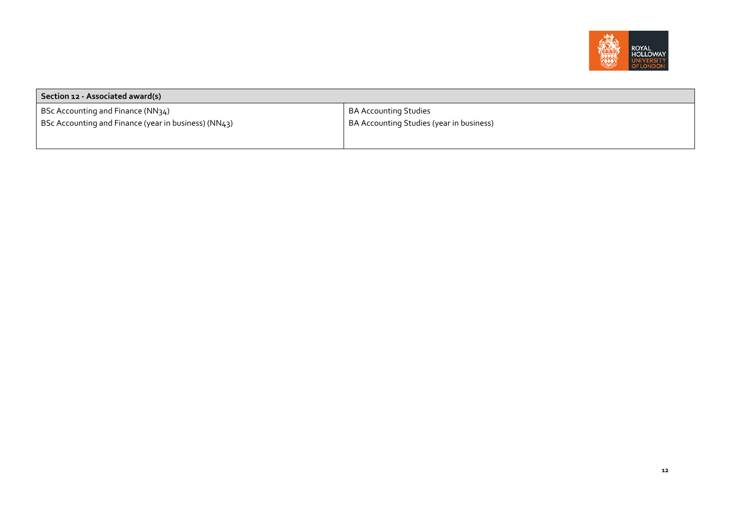| Section 12 - Associated award(s) | |
|---|---|
| BSc Accounting and Finance (NN34)<br>BSc Accounting and Finance (year in business) (NN43) | BA Accounting Studies<br>BA Accounting Studies (year in business) |